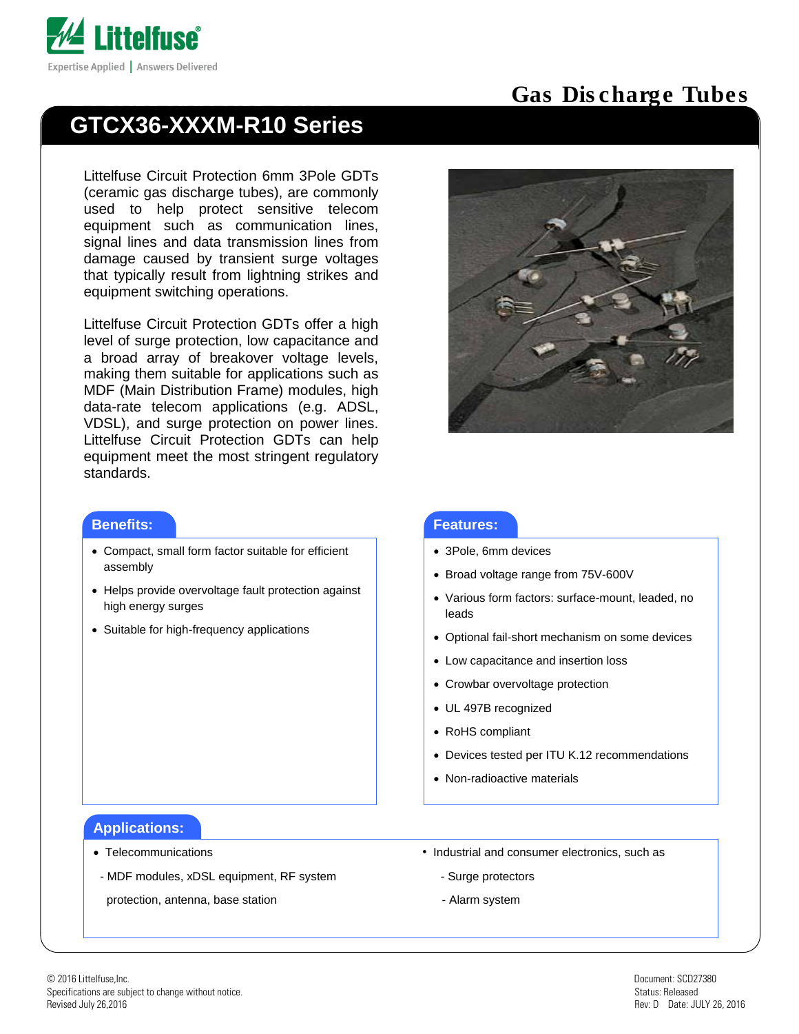# GTCX36-XXXM-R10 Series

## Gas Discharge Tubes

Littelfuse Circuit Protection 6mm 3Pole GDTs (ceramic gas discharge tubes), are commonly used to help protect sensitive telecom equipment such as communication lines, signal lines and data transmission lines from damage caused by transient surge voltages that typically result from lightning strikes and equipment switching operations.

Littelfuse Circuit Protection GDTs offer a high level of surge protection, low capacitance and a broad array of breakover voltage levels, making them suitable for applications such as MDF (Main Distribution Frame) modules, high data-rate telecom applications (e.g. ADSL, VDSL), and surge protection on power lines. Littelfuse Circuit Protection GDTs can help equipment meet the most stringent regulatory standards.

### Benefits:

- Compact, small form factor suitable for efficient assembly
- Helps provide overvoltage fault protection against high energy surges
- Suitable for high-frequency applications

### Features:

- 3Pole, 6mm devices
- Broad voltage range from 75V-600V
- Various form factors: surface-mount, leaded, no leads
- Optional fail-short mechanism on some devices
- Low capacitance and insertion loss
- Crowbar overvoltage protection
- UL 497B recognized
- RoHS compliant
- Devices tested per ITU K.12 recommendations
- Non-radioactive materials

### Applications:

- Telecommunications
  - MDF modules, xDSL equipment, RF system protection, antenna, base station
- Industrial and consumer electronics, such as
  - Surge protectors
  - Alarm system

© 2016 Littelfuse,Inc.
Specifications are subject to change without notice.
Revised July 26,2016

Document: SCD27380
Status: Released
Rev: D Date: JULY 26, 2016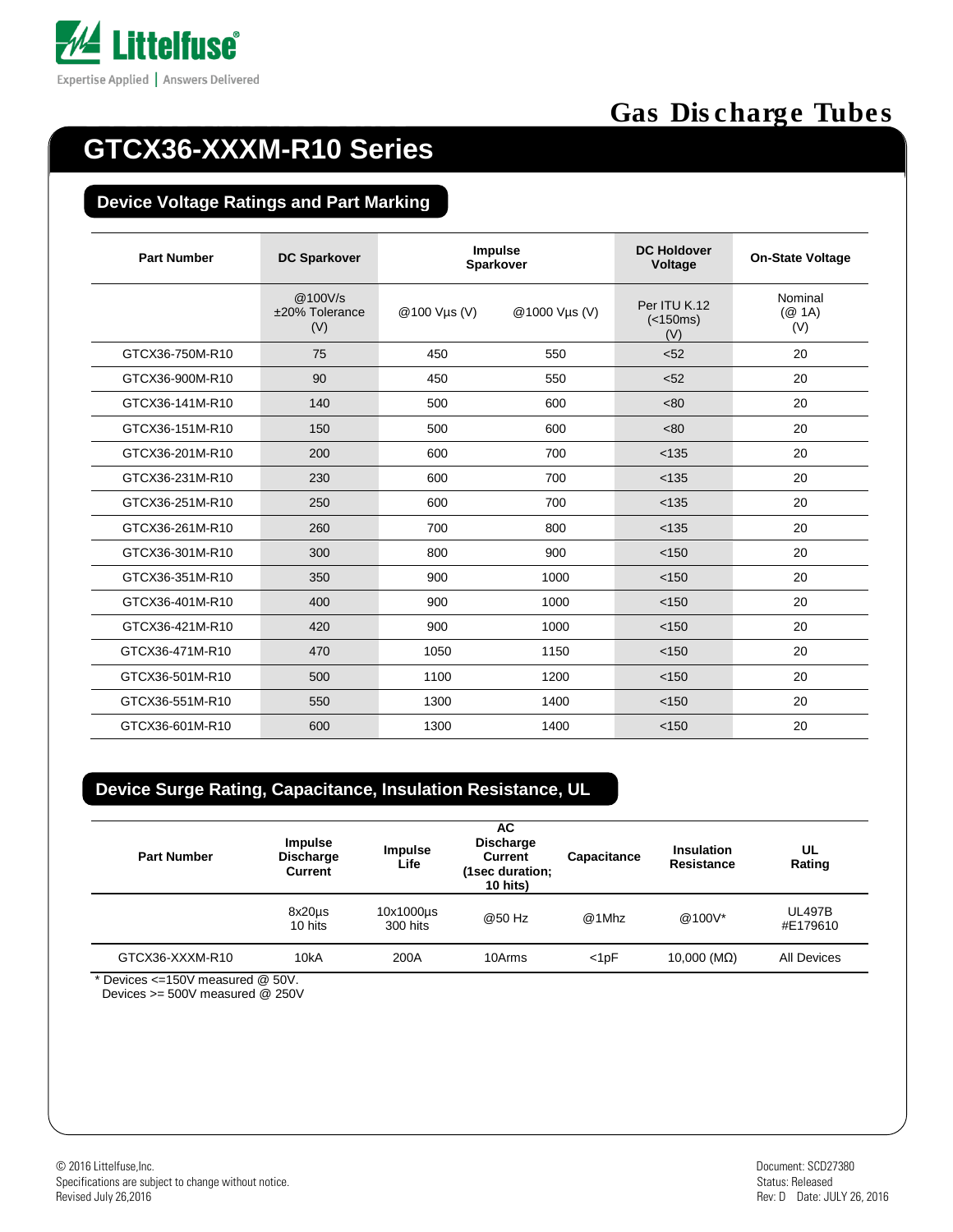# GTCX36-XXXM-R10 Series

## Device Voltage Ratings and Part Marking

| Part Number | DC Sparkover | Impulse Sparkover | | DC Holdover Voltage | On-State Voltage |
|---|---|---|---|---|---|
| | @100V/s ±20% Tolerance (V) | @100 Vμs (V) | @1000 Vμs (V) | Per ITU K.12 (<150ms) (V) | Nominal (@ 1A) (V) |
| GTCX36-750M-R10 | 75 | 450 | 550 | <52 | 20 |
| GTCX36-900M-R10 | 90 | 450 | 550 | <52 | 20 |
| GTCX36-141M-R10 | 140 | 500 | 600 | <80 | 20 |
| GTCX36-151M-R10 | 150 | 500 | 600 | <80 | 20 |
| GTCX36-201M-R10 | 200 | 600 | 700 | <135 | 20 |
| GTCX36-231M-R10 | 230 | 600 | 700 | <135 | 20 |
| GTCX36-251M-R10 | 250 | 600 | 700 | <135 | 20 |
| GTCX36-261M-R10 | 260 | 700 | 800 | <135 | 20 |
| GTCX36-301M-R10 | 300 | 800 | 900 | <150 | 20 |
| GTCX36-351M-R10 | 350 | 900 | 1000 | <150 | 20 |
| GTCX36-401M-R10 | 400 | 900 | 1000 | <150 | 20 |
| GTCX36-421M-R10 | 420 | 900 | 1000 | <150 | 20 |
| GTCX36-471M-R10 | 470 | 1050 | 1150 | <150 | 20 |
| GTCX36-501M-R10 | 500 | 1100 | 1200 | <150 | 20 |
| GTCX36-551M-R10 | 550 | 1300 | 1400 | <150 | 20 |
| GTCX36-601M-R10 | 600 | 1300 | 1400 | <150 | 20 |

## Device Surge Rating, Capacitance, Insulation Resistance, UL

| Part Number | Impulse Discharge Current | Impulse Life | AC Discharge Current (1sec duration; 10 hits) | Capacitance | Insulation Resistance | UL Rating |
|---|---|---|---|---|---|---|
| | 8x20μs 10 hits | 10x1000μs 300 hits | @50 Hz | @1Mhz | @100V* | UL497B #E179610 |
| GTCX36-XXXM-R10 | 10kA | 200A | 10Arms | <1pF | 10,000 (MΩ) | All Devices |

\* Devices <=150V measured @ 50V.
Devices >= 500V measured @ 250V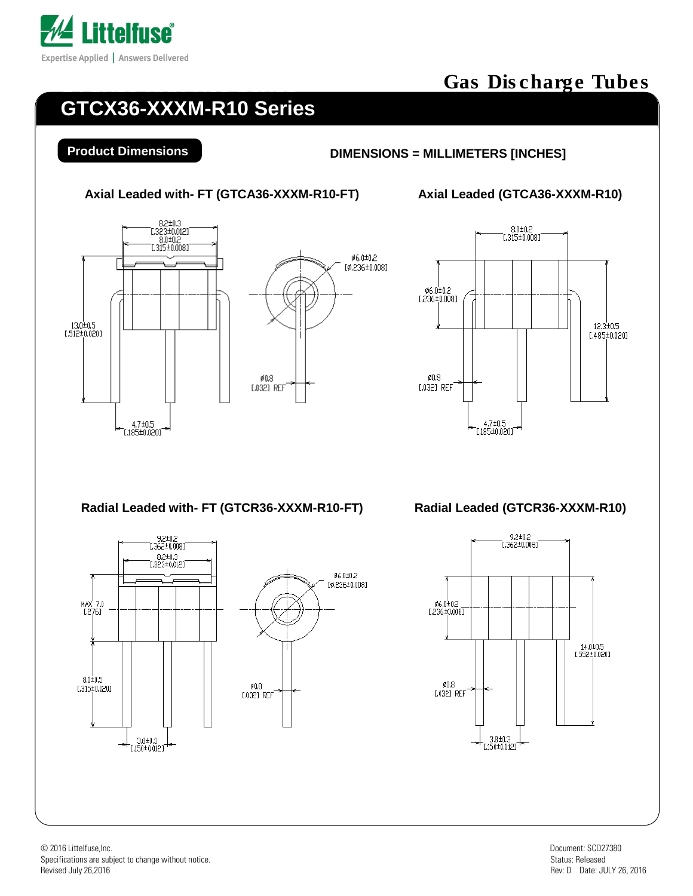# GTCX36-XXXM-R10 Series

## Product Dimensions

**DIMENSIONS = MILLIMETERS [INCHES]**

### Axial Leaded with- FT (GTCA36-XXXM-R10-FT)

8.2±0.3
[.323±0.012]
8.0±0.2
[.315±0.008]
ø6.0±0.2
[ø.236±0.008]
13.0±0.5
[.512±0.020]
ø0.8
[.032] REF
4.7±0.5
[.185±0.020]

### Axial Leaded (GTCA36-XXXM-R10)

8.0±0.2
[.315±0.008]
ø6.0±0.2
[.236±0.008]
12.3±0.5
[.485±0.020]
ø0.8
[.032] REF
4.7±0.5
[.185±0.020]

### Radial Leaded with- FT (GTCR36-XXXM-R10-FT)

9.2±0.2
[.362±0.008]
8.2±0.3
[.323±0.012]
ø6.0±0.2
[ø.236±0.008]
MAX 7.0
[.276]
8.0±0.5
[.315±0.020]
ø0.8
[.032] REF
3.8±0.3
[.150±0.012]

### Radial Leaded (GTCR36-XXXM-R10)

9.2±0.2
[.362±0.008]
ø6.0±0.2
[.236±0.008]
14.0±0.5
[.552±0.020]
ø0.8
[.032] REF
3.8±0.3
[.150±0.012]

© 2016 Littelfuse,Inc.
Specifications are subject to change without notice.
Revised July 26,2016

Document: SCD27380
Status: Released
Rev: D Date: JULY 26, 2016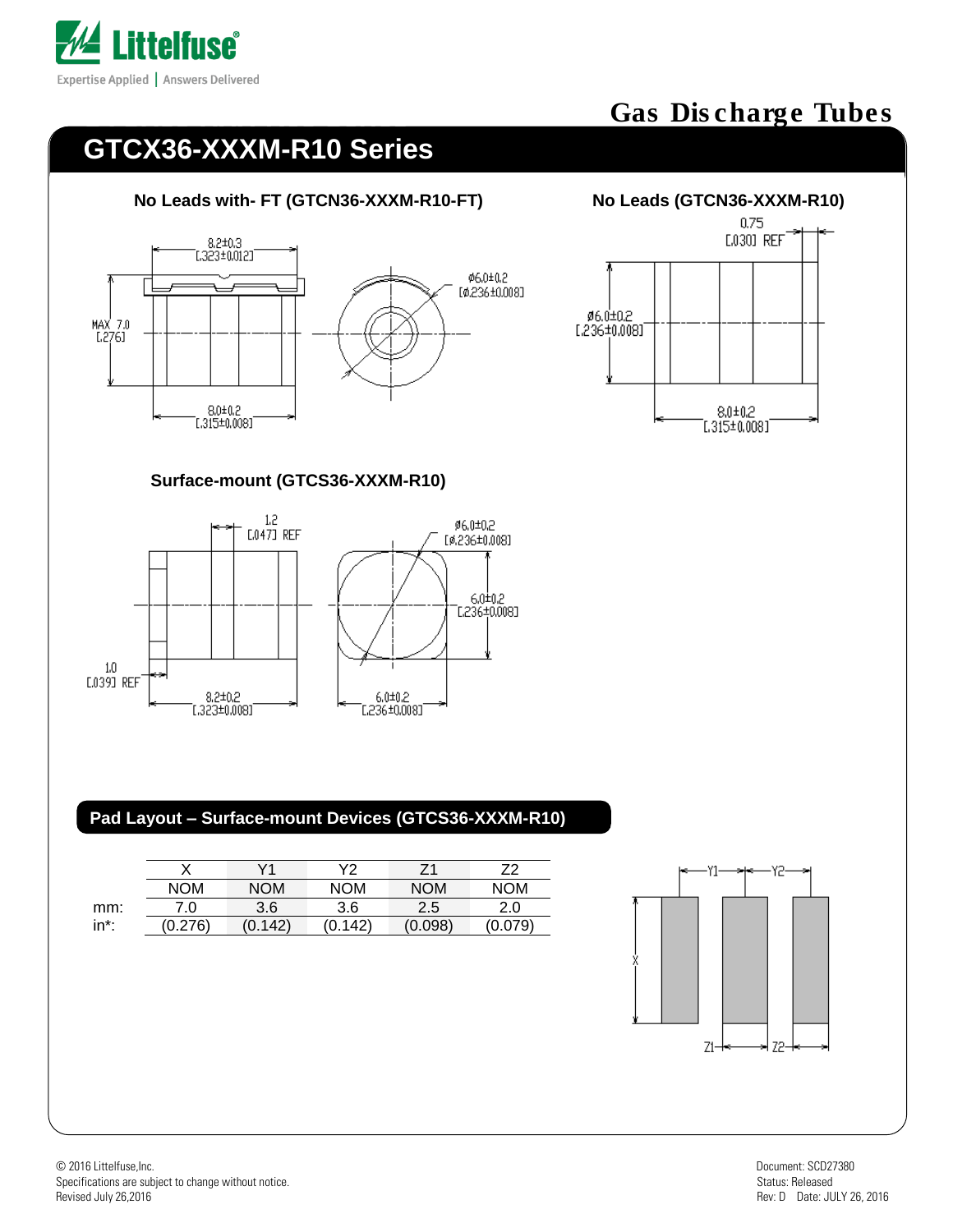# Gas Discharge Tubes

## GTCX36-XXXM-R10 Series

### No Leads with- FT (GTCN36-XXXM-R10-FT)

8.2±0.3
[.323±0.012]

MAX 7.0
[.276]

8.0±0.2
[.315±0.008]

ø6.0±0.2
[ø.236±0.008]

### No Leads (GTCN36-XXXM-R10)

0.75
[.030] REF

ø6.0±0.2
[.236±0.008]

8.0±0.2
[.315±0.008]

### Surface-mount (GTCS36-XXXM-R10)

1.2
[.047] REF

1.0
[.039] REF

8.2±0.2
[.323±0.008]

ø6.0±0.2
[ø.236±0.008]

6.0±0.2
[.236±0.008]

6.0±0.2
[.236±0.008]

### Pad Layout – Surface-mount Devices (GTCS36-XXXM-R10)

| | X | Y1 | Y2 | Z1 | Z2 |
|---|---|---|---|---|---|
| | NOM | NOM | NOM | NOM | NOM |
| mm: | 7.0 | 3.6 | 3.6 | 2.5 | 2.0 |
| in*: | (0.276) | (0.142) | (0.142) | (0.098) | (0.079) |

Y1 Y2 X Z1 Z2

© 2016 Littelfuse,Inc.
Specifications are subject to change without notice.
Revised July 26,2016

Document: SCD27380
Status: Released
Rev: D Date: JULY 26, 2016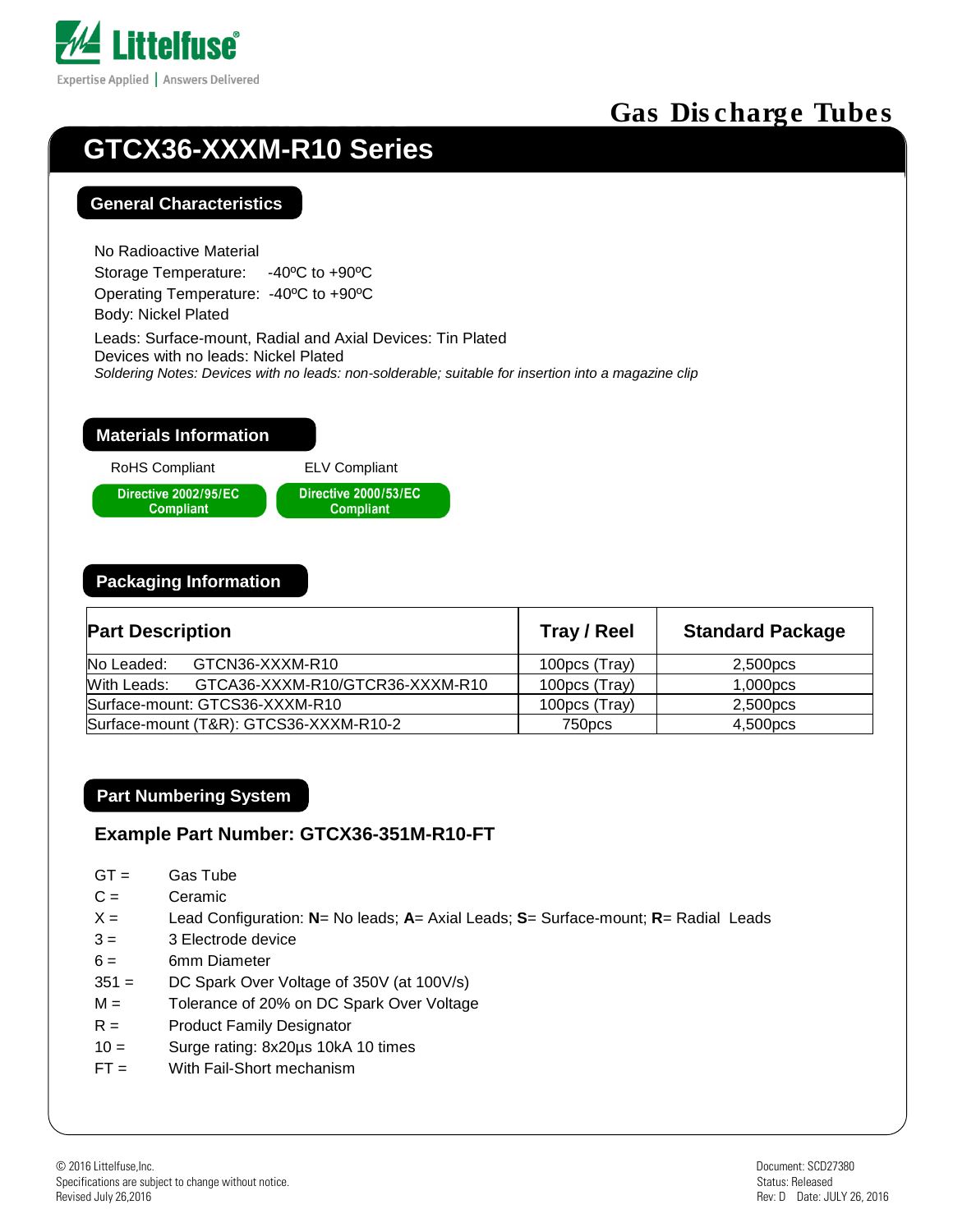# GTCX36-XXXM-R10 Series

## General Characteristics

No Radioactive Material
Storage Temperature: -40ºC to +90ºC
Operating Temperature: -40ºC to +90ºC
Body: Nickel Plated

Leads: Surface-mount, Radial and Axial Devices: Tin Plated
Devices with no leads: Nickel Plated
*Soldering Notes: Devices with no leads: non-solderable; suitable for insertion into a magazine clip*

## Materials Information

RoHS Compliant — Directive 2002/95/EC Compliant

ELV Compliant — Directive 2000/53/EC Compliant

## Packaging Information

| Part Description | Tray / Reel | Standard Package |
|---|---|---|
| No Leaded: GTCN36-XXXM-R10 | 100pcs (Tray) | 2,500pcs |
| With Leads: GTCA36-XXXM-R10/GTCR36-XXXM-R10 | 100pcs (Tray) | 1,000pcs |
| Surface-mount: GTCS36-XXXM-R10 | 100pcs (Tray) | 2,500pcs |
| Surface-mount (T&R): GTCS36-XXXM-R10-2 | 750pcs | 4,500pcs |

## Part Numbering System

### Example Part Number: GTCX36-351M-R10-FT

- GT = Gas Tube
- C = Ceramic
- X = Lead Configuration: **N**= No leads; **A**= Axial Leads; **S**= Surface-mount; **R**= Radial Leads
- 3 = 3 Electrode device
- 6 = 6mm Diameter
- 351 = DC Spark Over Voltage of 350V (at 100V/s)
- M = Tolerance of 20% on DC Spark Over Voltage
- R = Product Family Designator
- 10 = Surge rating: 8x20µs 10kA 10 times
- FT = With Fail-Short mechanism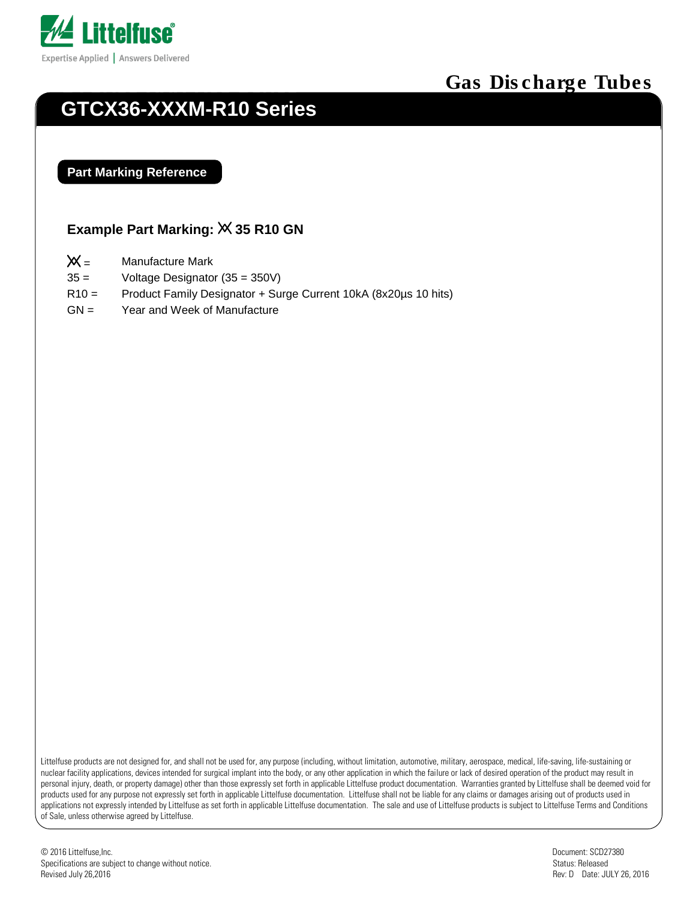Gas Discharge Tubes

# GTCX36-XXXM-R10 Series

## Part Marking Reference

### Example Part Marking: ⅩⅩ 35 R10 GN

ⅩⅩ = Manufacture Mark

35 = Voltage Designator (35 = 350V)

R10 = Product Family Designator + Surge Current 10kA (8x20µs 10 hits)

GN = Year and Week of Manufacture

Littelfuse products are not designed for, and shall not be used for, any purpose (including, without limitation, automotive, military, aerospace, medical, life-saving, life-sustaining or nuclear facility applications, devices intended for surgical implant into the body, or any other application in which the failure or lack of desired operation of the product may result in personal injury, death, or property damage) other than those expressly set forth in applicable Littelfuse product documentation. Warranties granted by Littelfuse shall be deemed void for products used for any purpose not expressly set forth in applicable Littelfuse documentation. Littelfuse shall not be liable for any claims or damages arising out of products used in applications not expressly intended by Littelfuse as set forth in applicable Littelfuse documentation. The sale and use of Littelfuse products is subject to Littelfuse Terms and Conditions of Sale, unless otherwise agreed by Littelfuse.

© 2016 Littelfuse,Inc.
Specifications are subject to change without notice.
Revised July 26,2016

Document: SCD27380
Status: Released
Rev: D Date: JULY 26, 2016